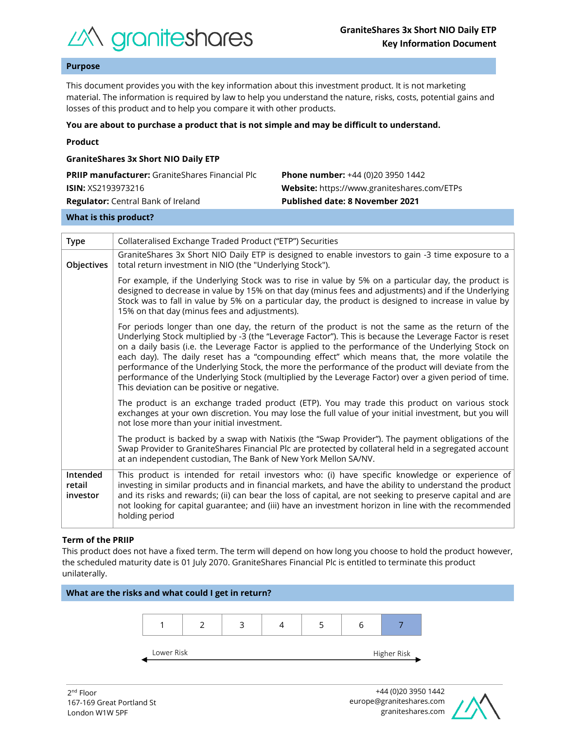# GraniteShares 3x Short NIO Daily ETP
## Key Information Document

## Purpose

This document provides you with the key information about this investment product. It is not marketing material. The information is required by law to help you understand the nature, risks, costs, potential gains and losses of this product and to help you compare it with other products.

**You are about to purchase a product that is not simple and may be difficult to understand.**

**Product**

**GraniteShares 3x Short NIO Daily ETP**

**PRIIP manufacturer:** GraniteShares Financial Plc
**ISIN:** XS2193973216
**Regulator:** Central Bank of Ireland

**Phone number:** +44 (0)20 3950 1442
**Website:** https://www.graniteshares.com/ETPs
**Published date: 8 November 2021**

## What is this product?

| | |
|---|---|
| **Type** | Collateralised Exchange Traded Product ("ETP") Securities |
| **Objectives** | GraniteShares 3x Short NIO Daily ETP is designed to enable investors to gain -3 time exposure to a total return investment in NIO (the "Underlying Stock").<br><br>For example, if the Underlying Stock was to rise in value by 5% on a particular day, the product is designed to decrease in value by 15% on that day (minus fees and adjustments) and if the Underlying Stock was to fall in value by 5% on a particular day, the product is designed to increase in value by 15% on that day (minus fees and adjustments).<br><br>For periods longer than one day, the return of the product is not the same as the return of the Underlying Stock multiplied by -3 (the "Leverage Factor"). This is because the Leverage Factor is reset on a daily basis (i.e. the Leverage Factor is applied to the performance of the Underlying Stock on each day). The daily reset has a "compounding effect" which means that, the more volatile the performance of the Underlying Stock, the more the performance of the product will deviate from the performance of the Underlying Stock (multiplied by the Leverage Factor) over a given period of time. This deviation can be positive or negative.<br><br>The product is an exchange traded product (ETP). You may trade this product on various stock exchanges at your own discretion. You may lose the full value of your initial investment, but you will not lose more than your initial investment.<br><br>The product is backed by a swap with Natixis (the "Swap Provider"). The payment obligations of the Swap Provider to GraniteShares Financial Plc are protected by collateral held in a segregated account at an independent custodian, The Bank of New York Mellon SA/NV. |
| **Intended retail investor** | This product is intended for retail investors who: (i) have specific knowledge or experience of investing in similar products and in financial markets, and have the ability to understand the product and its risks and rewards; (ii) can bear the loss of capital, are not seeking to preserve capital and are not looking for capital guarantee; and (iii) have an investment horizon in line with the recommended holding period |

**Term of the PRIIP**

This product does not have a fixed term. The term will depend on how long you choose to hold the product however, the scheduled maturity date is 01 July 2070. GraniteShares Financial Plc is entitled to terminate this product unilaterally.

## What are the risks and what could I get in return?

| 1 | 2 | 3 | 4 | 5 | 6 | **7** |
|---|---|---|---|---|---|---|

Lower Risk ← → Higher Risk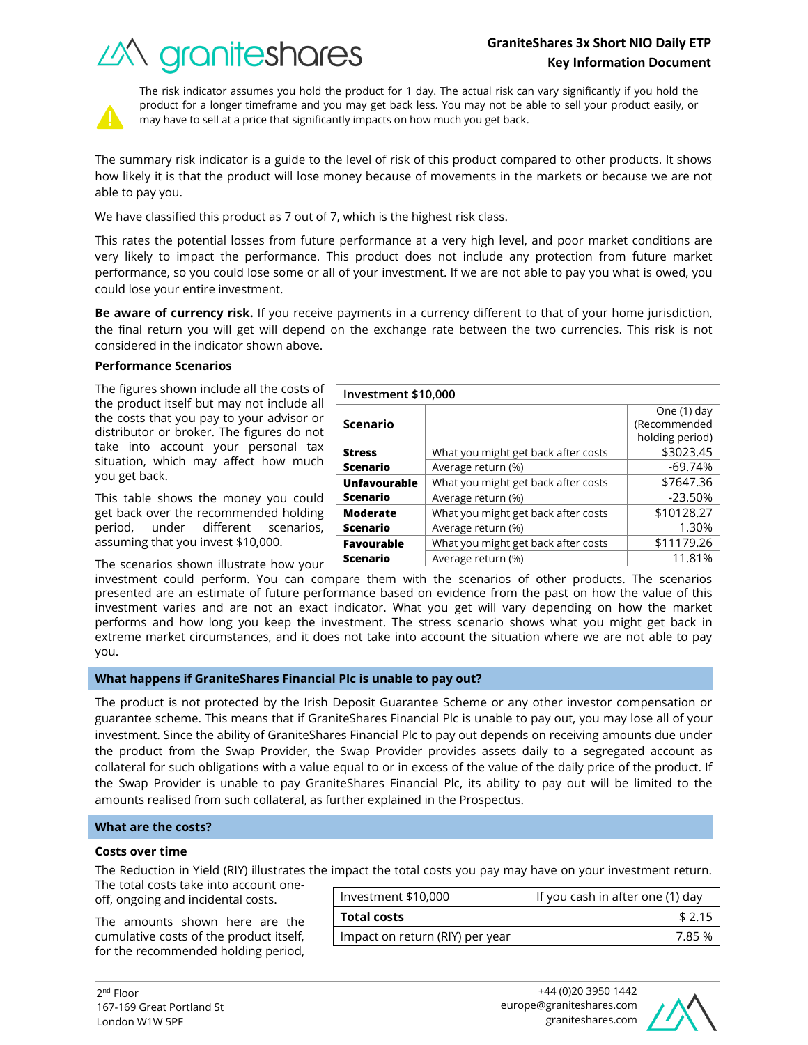The risk indicator assumes you hold the product for 1 day. The actual risk can vary significantly if you hold the product for a longer timeframe and you may get back less. You may not be able to sell your product easily, or may have to sell at a price that significantly impacts on how much you get back.

The summary risk indicator is a guide to the level of risk of this product compared to other products. It shows how likely it is that the product will lose money because of movements in the markets or because we are not able to pay you.

We have classified this product as 7 out of 7, which is the highest risk class.

This rates the potential losses from future performance at a very high level, and poor market conditions are very likely to impact the performance. This product does not include any protection from future market performance, so you could lose some or all of your investment. If we are not able to pay you what is owed, you could lose your entire investment.

**Be aware of currency risk.** If you receive payments in a currency different to that of your home jurisdiction, the final return you will get will depend on the exchange rate between the two currencies. This risk is not considered in the indicator shown above.

**Performance Scenarios**

The figures shown include all the costs of the product itself but may not include all the costs that you pay to your advisor or distributor or broker. The figures do not take into account your personal tax situation, which may affect how much you get back.

This table shows the money you could get back over the recommended holding period, under different scenarios, assuming that you invest $10,000.

| Investment $10,000 | | |
|---|---|---|
| **Scenario** | | One (1) day (Recommended holding period) |
| **Stress Scenario** | What you might get back after costs | $3023.45 |
| | Average return (%) | -69.74% |
| **Unfavourable Scenario** | What you might get back after costs | $7647.36 |
| | Average return (%) | -23.50% |
| **Moderate Scenario** | What you might get back after costs | $10128.27 |
| | Average return (%) | 1.30% |
| **Favourable Scenario** | What you might get back after costs | $11179.26 |
| | Average return (%) | 11.81% |

The scenarios shown illustrate how your investment could perform. You can compare them with the scenarios of other products. The scenarios presented are an estimate of future performance based on evidence from the past on how the value of this investment varies and are not an exact indicator. What you get will vary depending on how the market performs and how long you keep the investment. The stress scenario shows what you might get back in extreme market circumstances, and it does not take into account the situation where we are not able to pay you.

## What happens if GraniteShares Financial Plc is unable to pay out?

The product is not protected by the Irish Deposit Guarantee Scheme or any other investor compensation or guarantee scheme. This means that if GraniteShares Financial Plc is unable to pay out, you may lose all of your investment. Since the ability of GraniteShares Financial Plc to pay out depends on receiving amounts due under the product from the Swap Provider, the Swap Provider provides assets daily to a segregated account as collateral for such obligations with a value equal to or in excess of the value of the daily price of the product. If the Swap Provider is unable to pay GraniteShares Financial Plc, its ability to pay out will be limited to the amounts realised from such collateral, as further explained in the Prospectus.

## What are the costs?

**Costs over time**

The Reduction in Yield (RIY) illustrates the impact the total costs you pay may have on your investment return. The total costs take into account one-off, ongoing and incidental costs.

The amounts shown here are the cumulative costs of the product itself, for the recommended holding period,

| Investment $10,000 | If you cash in after one (1) day |
|---|---|
| **Total costs** | $ 2.15 |
| Impact on return (RIY) per year | 7.85 % |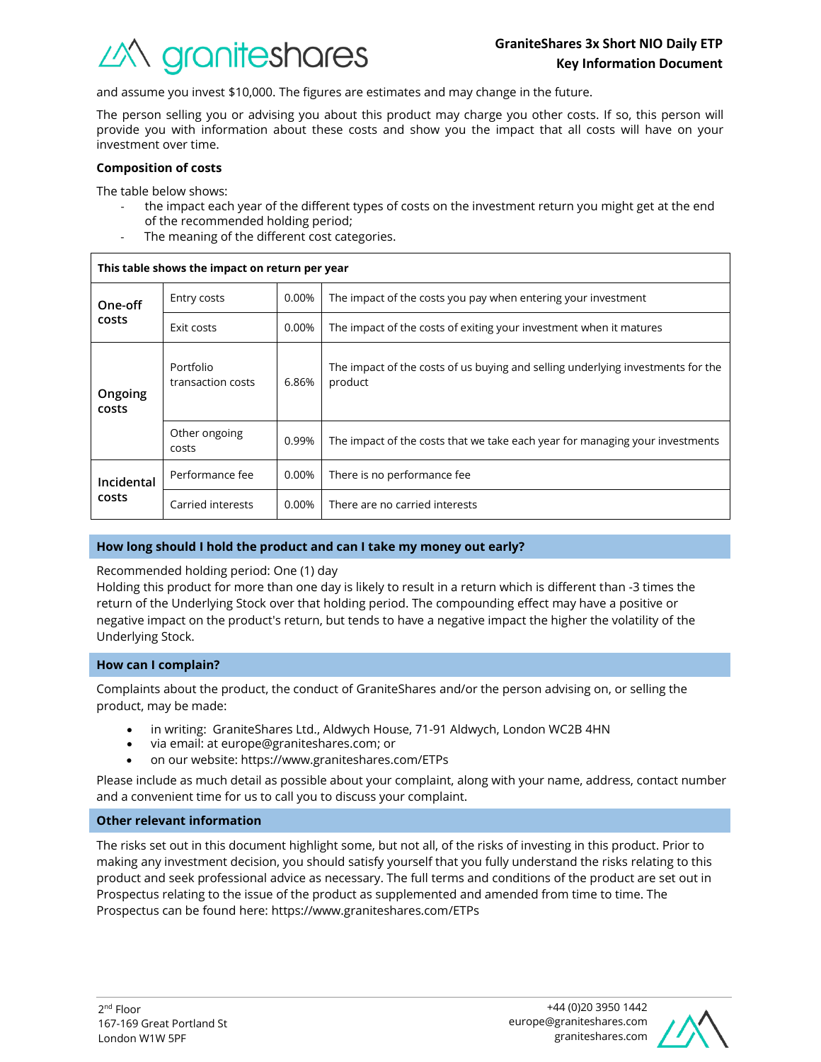and assume you invest $10,000. The figures are estimates and may change in the future.

The person selling you or advising you about this product may charge you other costs. If so, this person will provide you with information about these costs and show you the impact that all costs will have on your investment over time.

**Composition of costs**

The table below shows:

- the impact each year of the different types of costs on the investment return you might get at the end of the recommended holding period;
- The meaning of the different cost categories.

| This table shows the impact on return per year | | | |
|---|---|---|---|
| One-off costs | Entry costs | 0.00% | The impact of the costs you pay when entering your investment |
| | Exit costs | 0.00% | The impact of the costs of exiting your investment when it matures |
| Ongoing costs | Portfolio transaction costs | 6.86% | The impact of the costs of us buying and selling underlying investments for the product |
| | Other ongoing costs | 0.99% | The impact of the costs that we take each year for managing your investments |
| Incidental costs | Performance fee | 0.00% | There is no performance fee |
| | Carried interests | 0.00% | There are no carried interests |

## How long should I hold the product and can I take my money out early?

Recommended holding period: One (1) day
Holding this product for more than one day is likely to result in a return which is different than -3 times the return of the Underlying Stock over that holding period. The compounding effect may have a positive or negative impact on the product's return, but tends to have a negative impact the higher the volatility of the Underlying Stock.

## How can I complain?

Complaints about the product, the conduct of GraniteShares and/or the person advising on, or selling the product, may be made:

- in writing: GraniteShares Ltd., Aldwych House, 71-91 Aldwych, London WC2B 4HN
- via email: at europe@graniteshares.com; or
- on our website: https://www.graniteshares.com/ETPs

Please include as much detail as possible about your complaint, along with your name, address, contact number and a convenient time for us to call you to discuss your complaint.

## Other relevant information

The risks set out in this document highlight some, but not all, of the risks of investing in this product. Prior to making any investment decision, you should satisfy yourself that you fully understand the risks relating to this product and seek professional advice as necessary. The full terms and conditions of the product are set out in Prospectus relating to the issue of the product as supplemented and amended from time to time. The Prospectus can be found here: https://www.graniteshares.com/ETPs